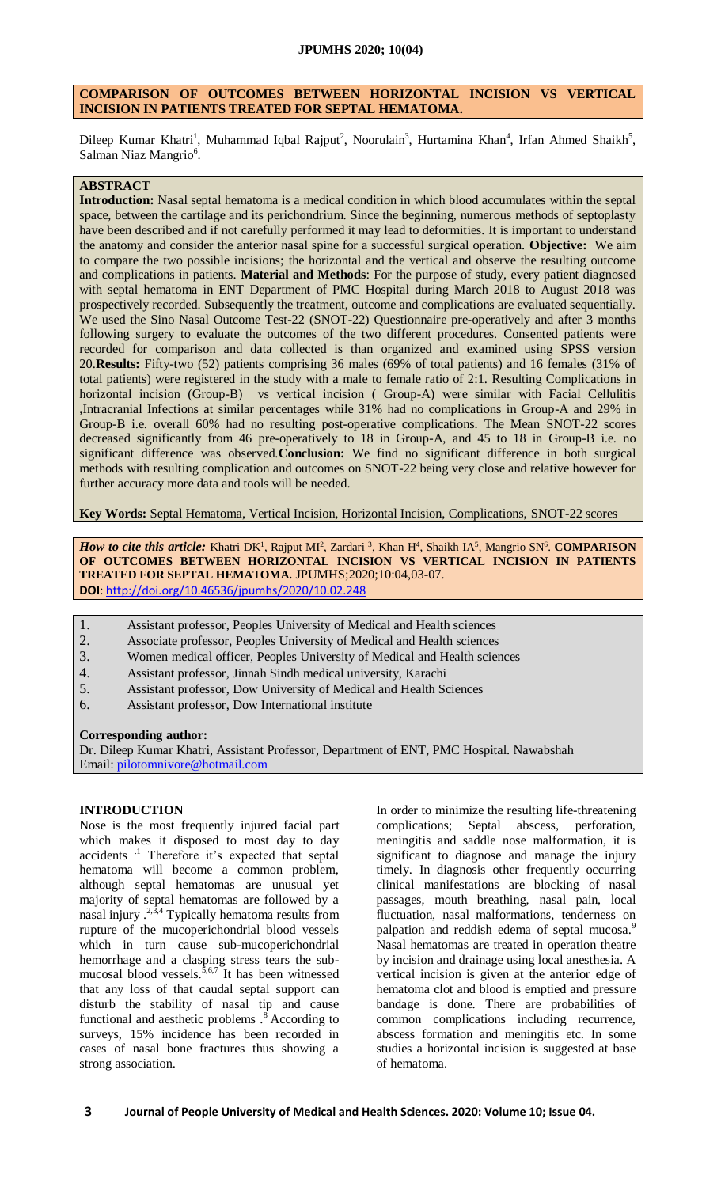# COMPARISON OF OUTCOMES BETWEEN HORIZONTAL INCISION VS VERTICAL INCISION IN PATIENTS TREATED FOR SEPTAL HEMATOMA.

Dileep Kumar Khatri[1], Muhammad Iqbal Rajput[2], Noorulain[3], Hurtamina Khan[4], Irfan Ahmed Shaikh[5], Salman Niaz Mangrio[6].

## ABSTRACT

**Introduction:** Nasal septal hematoma is a medical condition in which blood accumulates within the septal space, between the cartilage and its perichondrium. Since the beginning, numerous methods of septoplasty have been described and if not carefully performed it may lead to deformities. It is important to understand the anatomy and consider the anterior nasal spine for a successful surgical operation. **Objective:** We aim to compare the two possible incisions; the horizontal and the vertical and observe the resulting outcome and complications in patients. **Material and Methods**: For the purpose of study, every patient diagnosed with septal hematoma in ENT Department of PMC Hospital during March 2018 to August 2018 was prospectively recorded. Subsequently the treatment, outcome and complications are evaluated sequentially. We used the Sino Nasal Outcome Test-22 (SNOT-22) Questionnaire pre-operatively and after 3 months following surgery to evaluate the outcomes of the two different procedures. Consented patients were recorded for comparison and data collected is than organized and examined using SPSS version 20.**Results:** Fifty-two (52) patients comprising 36 males (69% of total patients) and 16 females (31% of total patients) were registered in the study with a male to female ratio of 2:1. Resulting Complications in horizontal incision (Group-B) vs vertical incision ( Group-A) were similar with Facial Cellulitis ,Intracranial Infections at similar percentages while 31% had no complications in Group-A and 29% in Group-B i.e. overall 60% had no resulting post-operative complications. The Mean SNOT-22 scores decreased significantly from 46 pre-operatively to 18 in Group-A, and 45 to 18 in Group-B i.e. no significant difference was observed.**Conclusion:** We find no significant difference in both surgical methods with resulting complication and outcomes on SNOT-22 being very close and relative however for further accuracy more data and tools will be needed.

**Key Words:** Septal Hematoma, Vertical Incision, Horizontal Incision, Complications, SNOT-22 scores

***How to cite this article:*** Khatri DK[1], Rajput MI[2], Zardari [3], Khan H[4], Shaikh IA[5], Mangrio SN[6]. **COMPARISON OF OUTCOMES BETWEEN HORIZONTAL INCISION VS VERTICAL INCISION IN PATIENTS TREATED FOR SEPTAL HEMATOMA.** JPUMHS;2020;10:04,03-07.
**DOI**: http://doi.org/10.46536/jpumhs/2020/10.02.248

1. Assistant professor, Peoples University of Medical and Health sciences
2. Associate professor, Peoples University of Medical and Health sciences
3. Women medical officer, Peoples University of Medical and Health sciences
4. Assistant professor, Jinnah Sindh medical university, Karachi
5. Assistant professor, Dow University of Medical and Health Sciences
6. Assistant professor, Dow International institute

**Corresponding author:**
Dr. Dileep Kumar Khatri, Assistant Professor, Department of ENT, PMC Hospital. Nawabshah
Email: pilotomnivore@hotmail.com

## INTRODUCTION

Nose is the most frequently injured facial part which makes it disposed to most day to day accidents [1] Therefore it's expected that septal hematoma will become a common problem, although septal hematomas are unusual yet majority of septal hematomas are followed by a nasal injury .[2,3,4] Typically hematoma results from rupture of the mucoperichondrial blood vessels which in turn cause sub-mucoperichondrial hemorrhage and a clasping stress tears the sub-mucosal blood vessels.[5,6,7] It has been witnessed that any loss of that caudal septal support can disturb the stability of nasal tip and cause functional and aesthetic problems .[8] According to surveys, 15% incidence has been recorded in cases of nasal bone fractures thus showing a strong association.

In order to minimize the resulting life-threatening complications; Septal abscess, perforation, meningitis and saddle nose malformation, it is significant to diagnose and manage the injury timely. In diagnosis other frequently occurring clinical manifestations are blocking of nasal passages, mouth breathing, nasal pain, local fluctuation, nasal malformations, tenderness on palpation and reddish edema of septal mucosa.[9] Nasal hematomas are treated in operation theatre by incision and drainage using local anesthesia. A vertical incision is given at the anterior edge of hematoma clot and blood is emptied and pressure bandage is done. There are probabilities of common complications including recurrence, abscess formation and meningitis etc. In some studies a horizontal incision is suggested at base of hematoma.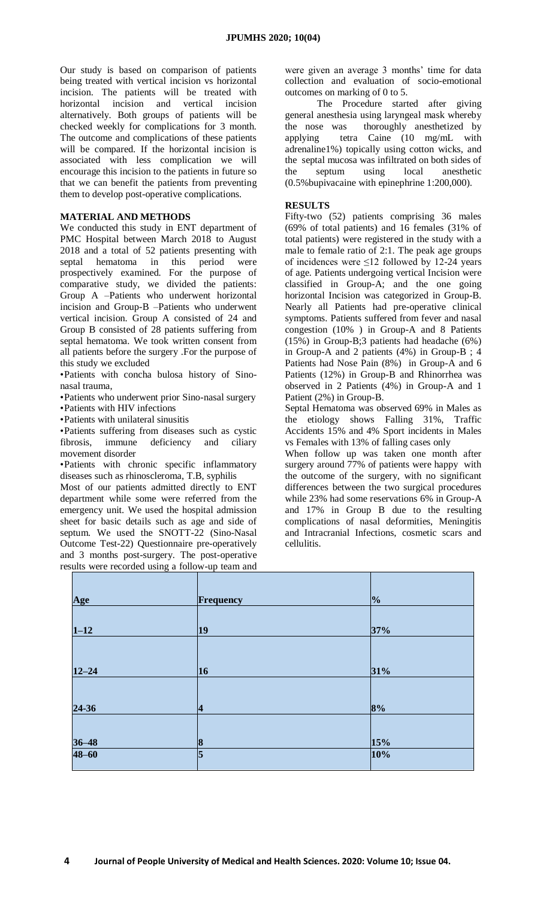Our study is based on comparison of patients being treated with vertical incision vs horizontal incision. The patients will be treated with horizontal incision and vertical incision alternatively. Both groups of patients will be checked weekly for complications for 3 month. The outcome and complications of these patients will be compared. If the horizontal incision is associated with less complication we will encourage this incision to the patients in future so that we can benefit the patients from preventing them to develop post-operative complications.

## MATERIAL AND METHODS

We conducted this study in ENT department of PMC Hospital between March 2018 to August 2018 and a total of 52 patients presenting with septal hematoma in this period were prospectively examined. For the purpose of comparative study, we divided the patients: Group A –Patients who underwent horizontal incision and Group-B –Patients who underwent vertical incision. Group A consisted of 24 and Group B consisted of 28 patients suffering from septal hematoma. We took written consent from all patients before the surgery .For the purpose of this study we excluded

- Patients with concha bulosa history of Sino-nasal trauma,
- Patients who underwent prior Sino-nasal surgery
- Patients with HIV infections
- Patients with unilateral sinusitis
- Patients suffering from diseases such as cystic fibrosis, immune deficiency and ciliary movement disorder
- Patients with chronic specific inflammatory diseases such as rhinoscleroma, T.B, syphilis

Most of our patients admitted directly to ENT department while some were referred from the emergency unit. We used the hospital admission sheet for basic details such as age and side of septum. We used the SNOTT-22 (Sino-Nasal Outcome Test-22) Questionnaire pre-operatively and 3 months post-surgery. The post-operative results were recorded using a follow-up team and were given an average 3 months' time for data collection and evaluation of socio-emotional outcomes on marking of 0 to 5.

The Procedure started after giving general anesthesia using laryngeal mask whereby the nose was thoroughly anesthetized by applying tetra Caine (10 mg/mL with adrenaline1%) topically using cotton wicks, and the septal mucosa was infiltrated on both sides of the septum using local anesthetic (0.5%bupivacaine with epinephrine 1:200,000).

## RESULTS

Fifty-two (52) patients comprising 36 males (69% of total patients) and 16 females (31% of total patients) were registered in the study with a male to female ratio of 2:1. The peak age groups of incidences were ≤12 followed by 12-24 years of age. Patients undergoing vertical Incision were classified in Group-A; and the one going horizontal Incision was categorized in Group-B. Nearly all Patients had pre-operative clinical symptoms. Patients suffered from fever and nasal congestion (10% ) in Group-A and 8 Patients (15%) in Group-B;3 patients had headache (6%) in Group-A and 2 patients (4%) in Group-B ; 4 Patients had Nose Pain (8%) in Group-A and 6 Patients (12%) in Group-B and Rhinorrhea was observed in 2 Patients (4%) in Group-A and 1 Patient (2%) in Group-B.

Septal Hematoma was observed 69% in Males as the etiology shows Falling 31%, Traffic Accidents 15% and 4% Sport incidents in Males vs Females with 13% of falling cases only

When follow up was taken one month after surgery around 77% of patients were happy with the outcome of the surgery, with no significant differences between the two surgical procedures while 23% had some reservations 6% in Group-A and 17% in Group B due to the resulting complications of nasal deformities, Meningitis and Intracranial Infections, cosmetic scars and cellulitis.

| Age | Frequency | % |
|---|---|---|
| 1–12 | 19 | 37% |
| 12–24 | 16 | 31% |
| 24-36 | 4 | 8% |
| 36–48 | 8 | 15% |
| 48–60 | 5 | 10% |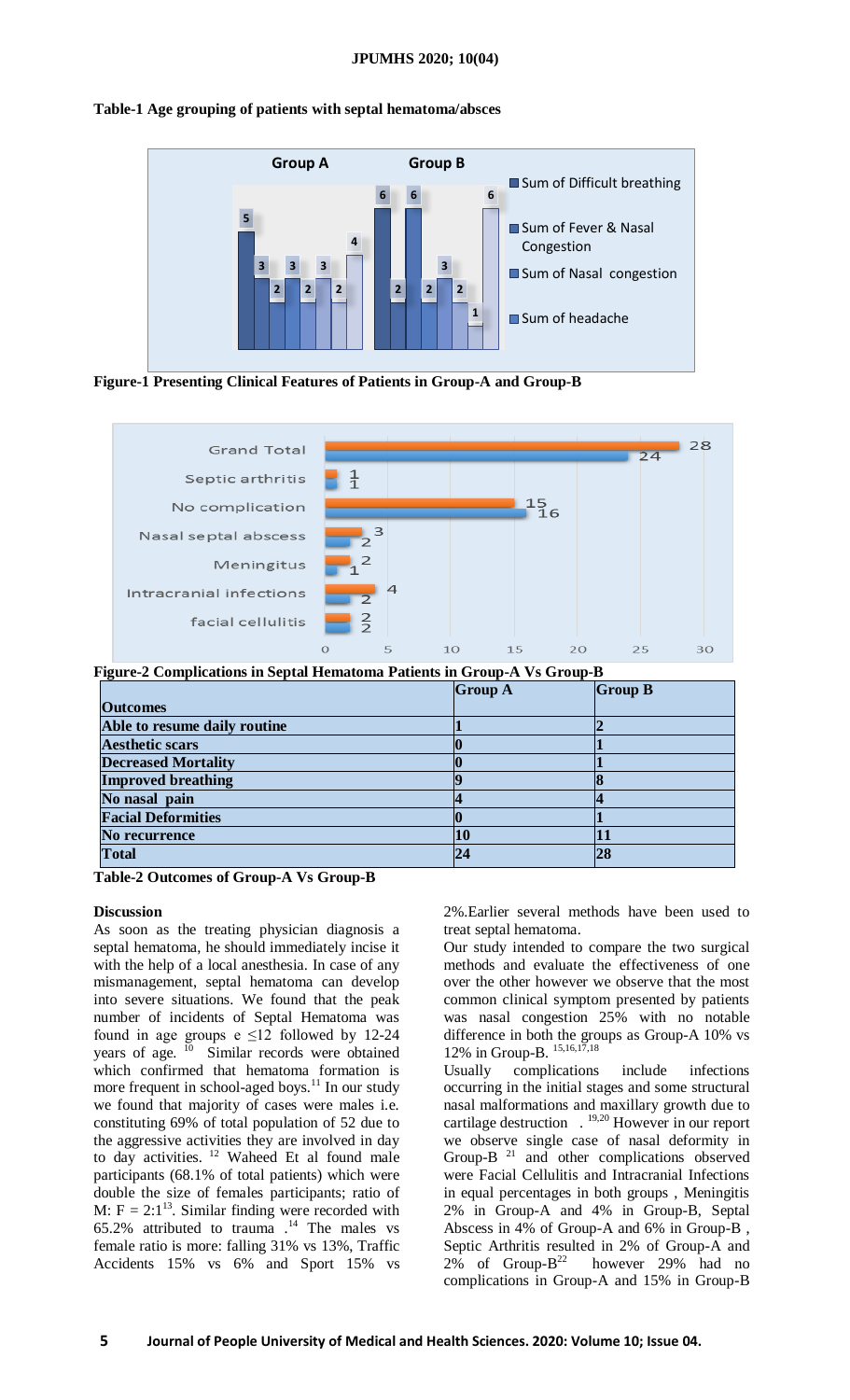**Table-1 Age grouping of patients with septal hematoma/absces**

**Figure-1 Presenting Clinical Features of Patients in Group-A and Group-B**

**Figure-2 Complications in Septal Hematoma Patients in Group-A Vs Group-B**

| Outcomes | Group A | Group B |
|---|---|---|
| Able to resume daily routine | 1 | 2 |
| Aesthetic scars | 0 | 1 |
| Decreased Mortality | 0 | 1 |
| Improved breathing | 9 | 8 |
| No nasal pain | 4 | 4 |
| Facial Deformities | 0 | 1 |
| No recurrence | 10 | 11 |
| Total | 24 | 28 |

**Table-2 Outcomes of Group-A Vs Group-B**

## Discussion

As soon as the treating physician diagnosis a septal hematoma, he should immediately incise it with the help of a local anesthesia. In case of any mismanagement, septal hematoma can develop into severe situations. We found that the peak number of incidents of Septal Hematoma was found in age groups e ≤12 followed by 12-24 years of age.[10] Similar records were obtained which confirmed that hematoma formation is more frequent in school-aged boys.[11] In our study we found that majority of cases were males i.e. constituting 69% of total population of 52 due to the aggressive activities they are involved in day to day activities.[12] Waheed Et al found male participants (68.1% of total patients) which were double the size of females participants; ratio of M: F = 2:1[13]. Similar finding were recorded with 65.2% attributed to trauma .[14] The males vs female ratio is more: falling 31% vs 13%, Traffic Accidents 15% vs 6% and Sport 15% vs 2%.Earlier several methods have been used to treat septal hematoma.

Our study intended to compare the two surgical methods and evaluate the effectiveness of one over the other however we observe that the most common clinical symptom presented by patients was nasal congestion 25% with no notable difference in both the groups as Group-A 10% vs 12% in Group-B.[15,16,17,18]

Usually complications include infections occurring in the initial stages and some structural nasal malformations and maxillary growth due to cartilage destruction .[19,20] However in our report we observe single case of nasal deformity in Group-B [21] and other complications observed were Facial Cellulitis and Intracranial Infections in equal percentages in both groups , Meningitis 2% in Group-A and 4% in Group-B, Septal Abscess in 4% of Group-A and 6% in Group-B , Septic Arthritis resulted in 2% of Group-A and 2% of Group-B[22] however 29% had no complications in Group-A and 15% in Group-B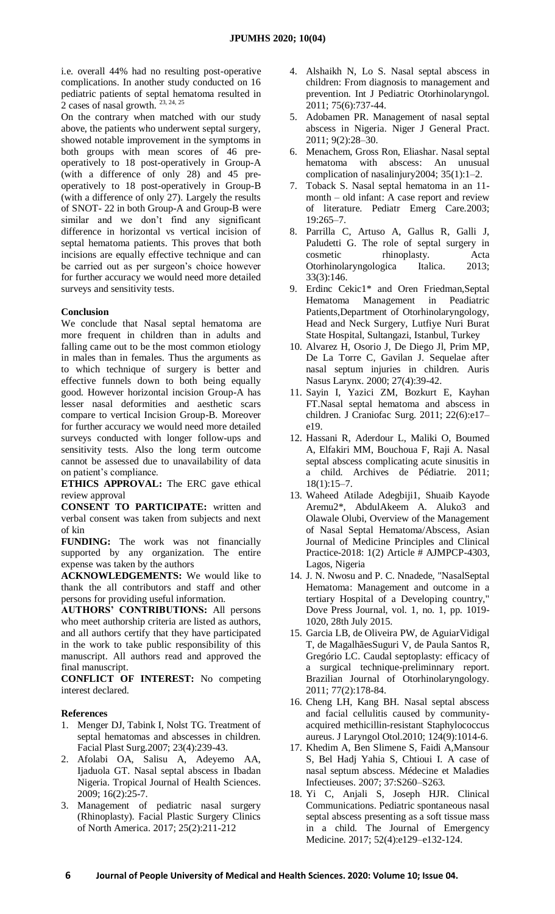i.e. overall 44% had no resulting post-operative complications. In another study conducted on 16 pediatric patients of septal hematoma resulted in 2 cases of nasal growth. [23, 24, 25]

On the contrary when matched with our study above, the patients who underwent septal surgery, showed notable improvement in the symptoms in both groups with mean scores of 46 pre-operatively to 18 post-operatively in Group-A (with a difference of only 28) and 45 pre-operatively to 18 post-operatively in Group-B (with a difference of only 27). Largely the results of SNOT- 22 in both Group-A and Group-B were similar and we don't find any significant difference in horizontal vs vertical incision of septal hematoma patients. This proves that both incisions are equally effective technique and can be carried out as per surgeon's choice however for further accuracy we would need more detailed surveys and sensitivity tests.

## Conclusion

We conclude that Nasal septal hematoma are more frequent in children than in adults and falling came out to be the most common etiology in males than in females. Thus the arguments as to which technique of surgery is better and effective funnels down to both being equally good. However horizontal incision Group-A has lesser nasal deformities and aesthetic scars compare to vertical Incision Group-B. Moreover for further accuracy we would need more detailed surveys conducted with longer follow-ups and sensitivity tests. Also the long term outcome cannot be assessed due to unavailability of data on patient's compliance.

**ETHICS APPROVAL:** The ERC gave ethical review approval

**CONSENT TO PARTICIPATE:** written and verbal consent was taken from subjects and next of kin

**FUNDING:** The work was not financially supported by any organization. The entire expense was taken by the authors

**ACKNOWLEDGEMENTS:** We would like to thank the all contributors and staff and other persons for providing useful information.

**AUTHORS' CONTRIBUTIONS:** All persons who meet authorship criteria are listed as authors, and all authors certify that they have participated in the work to take public responsibility of this manuscript. All authors read and approved the final manuscript.

**CONFLICT OF INTEREST:** No competing interest declared.

## References

1. Menger DJ, Tabink I, Nolst TG. Treatment of septal hematomas and abscesses in children. Facial Plast Surg.2007; 23(4):239-43.
2. Afolabi OA, Salisu A, Adeyemo AA, Ijaduola GT. Nasal septal abscess in Ibadan Nigeria. Tropical Journal of Health Sciences. 2009; 16(2):25-7.
3. Management of pediatric nasal surgery (Rhinoplasty). Facial Plastic Surgery Clinics of North America. 2017; 25(2):211-212
4. Alshaikh N, Lo S. Nasal septal abscess in children: From diagnosis to management and prevention. Int J Pediatric Otorhinolaryngol. 2011; 75(6):737-44.
5. Adobamen PR. Management of nasal septal abscess in Nigeria. Niger J General Pract. 2011; 9(2):28–30.
6. Menachem, Gross Ron, Eliashar. Nasal septal hematoma with abscess: An unusual complication of nasalinjury2004; 35(1):1–2.
7. Toback S. Nasal septal hematoma in an 11-month – old infant: A case report and review of literature. Pediatr Emerg Care.2003; 19:265–7.
8. Parrilla C, Artuso A, Gallus R, Galli J, Paludetti G. The role of septal surgery in cosmetic rhinoplasty. Acta Otorhinolaryngologica Italica. 2013; 33(3):146.
9. Erdinc Cekic1* and Oren Friedman,Septal Hematoma Management in Peadiatric Patients,Department of Otorhinolaryngology, Head and Neck Surgery, Lutfiye Nuri Burat State Hospital, Sultangazi, Istanbul, Turkey
10. Alvarez H, Osorio J, De Diego Jl, Prim MP, De La Torre C, Gavilan J. Sequelae after nasal septum injuries in children. Auris Nasus Larynx. 2000; 27(4):39-42.
11. Sayin I, Yazici ZM, Bozkurt E, Kayhan FT.Nasal septal hematoma and abscess in children. J Craniofac Surg. 2011; 22(6):e17–e19.
12. Hassani R, Aderdour L, Maliki O, Boumed A, Elfakiri MM, Bouchoua F, Raji A. Nasal septal abscess complicating acute sinusitis in a child. Archives de Pédiatrie. 2011; 18(1):15–7.
13. Waheed Atilade Adegbiji1, Shuaib Kayode Aremu2*, AbdulAkeem A. Aluko3 and Olawale Olubi, Overview of the Management of Nasal Septal Hematoma/Abscess, Asian Journal of Medicine Principles and Clinical Practice-2018: 1(2) Article # AJMPCP-4303, Lagos, Nigeria
14. J. N. Nwosu and P. C. Nnadede, "NasalSeptal Hematoma: Management and outcome in a tertiary Hospital of a Developing country," Dove Press Journal, vol. 1, no. 1, pp. 1019-1020, 28th July 2015.
15. Garcia LB, de Oliveira PW, de AguiarVidigal T, de MagalhãesSuguri V, de Paula Santos R, Gregório LC. Caudal septoplasty: efficacy of a surgical technique-preliminnary report. Brazilian Journal of Otorhinolaryngology. 2011; 77(2):178-84.
16. Cheng LH, Kang BH. Nasal septal abscess and facial cellulitis caused by community-acquired methicillin-resistant Staphylococcus aureus. J Laryngol Otol.2010; 124(9):1014-6.
17. Khedim A, Ben Slimene S, Faidi A,Mansour S, Bel Hadj Yahia S, Chtioui I. A case of nasal septum abscess. Médecine et Maladies Infectieuses. 2007; 37:S260–S263.
18. Yi C, Anjali S, Joseph HJR. Clinical Communications. Pediatric spontaneous nasal septal abscess presenting as a soft tissue mass in a child. The Journal of Emergency Medicine. 2017; 52(4):e129–e132-124.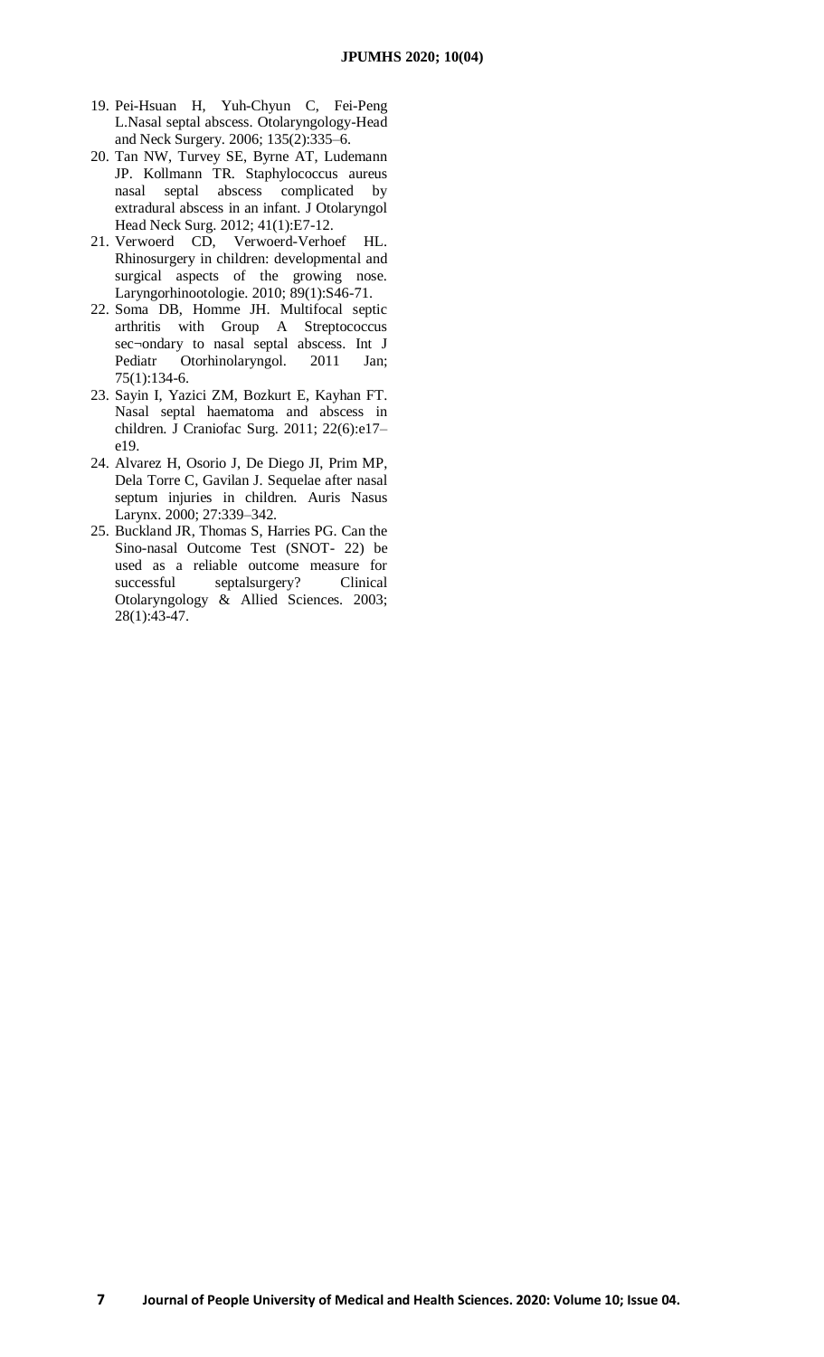19. Pei-Hsuan H, Yuh-Chyun C, Fei-Peng L.Nasal septal abscess. Otolaryngology-Head and Neck Surgery. 2006; 135(2):335–6.
20. Tan NW, Turvey SE, Byrne AT, Ludemann JP. Kollmann TR. Staphylococcus aureus nasal septal abscess complicated by extradural abscess in an infant. J Otolaryngol Head Neck Surg. 2012; 41(1):E7-12.
21. Verwoerd CD, Verwoerd-Verhoef HL. Rhinosurgery in children: developmental and surgical aspects of the growing nose. Laryngorhinootologie. 2010; 89(1):S46-71.
22. Soma DB, Homme JH. Multifocal septic arthritis with Group A Streptococcus sec¬ondary to nasal septal abscess. Int J Pediatr Otorhinolaryngol. 2011 Jan; 75(1):134-6.
23. Sayin I, Yazici ZM, Bozkurt E, Kayhan FT. Nasal septal haematoma and abscess in children. J Craniofac Surg. 2011; 22(6):e17–e19.
24. Alvarez H, Osorio J, De Diego JI, Prim MP, Dela Torre C, Gavilan J. Sequelae after nasal septum injuries in children. Auris Nasus Larynx. 2000; 27:339–342.
25. Buckland JR, Thomas S, Harries PG. Can the Sino-nasal Outcome Test (SNOT- 22) be used as a reliable outcome measure for successful septalsurgery? Clinical Otolaryngology & Allied Sciences. 2003; 28(1):43-47.